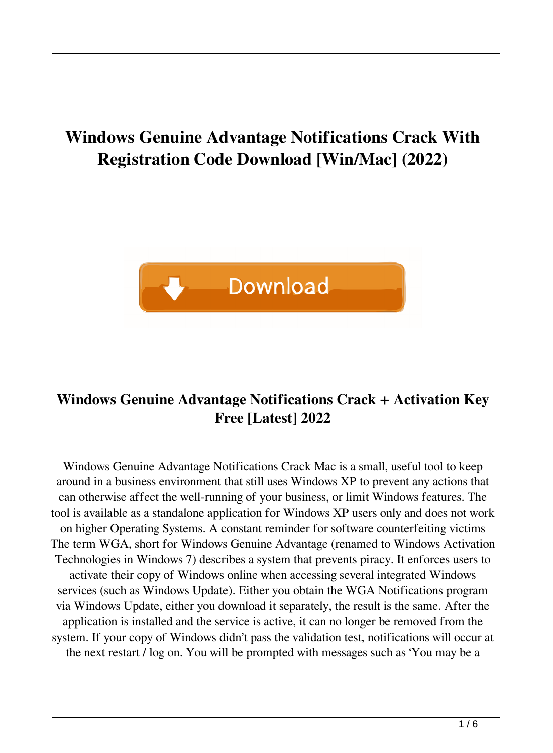# Windows Genuine Advantage Notifications Crack With Registration Code Download [Win/Mac] (2022)

Download

## Windows Genuine Advantage Notifications Crack + Activation Key Free [Latest] 2022

Windows Genuine Advantage Notifications Crack Mac is a small, useful tool to keep around in a business environment that still uses Windows XP to prevent any actions that can otherwise affect the well-running of your business, or limit Windows features. The tool is available as a standalone application for Windows XP users only and does not work on higher Operating Systems. A constant reminder for software counterfeiting victims The term WGA, short for Windows Genuine Advantage (renamed to Windows Activation Technologies in Windows 7) describes a system that prevents piracy. It enforces users to activate their copy of Windows online when accessing several integrated Windows services (such as Windows Update). Either you obtain the WGA Notifications program via Windows Update, either you download it separately, the result is the same. After the application is installed and the service is active, it can no longer be removed from the system. If your copy of Windows didn't pass the validation test, notifications will occur at the next restart / log on. You will be prompted with messages such as 'You may be a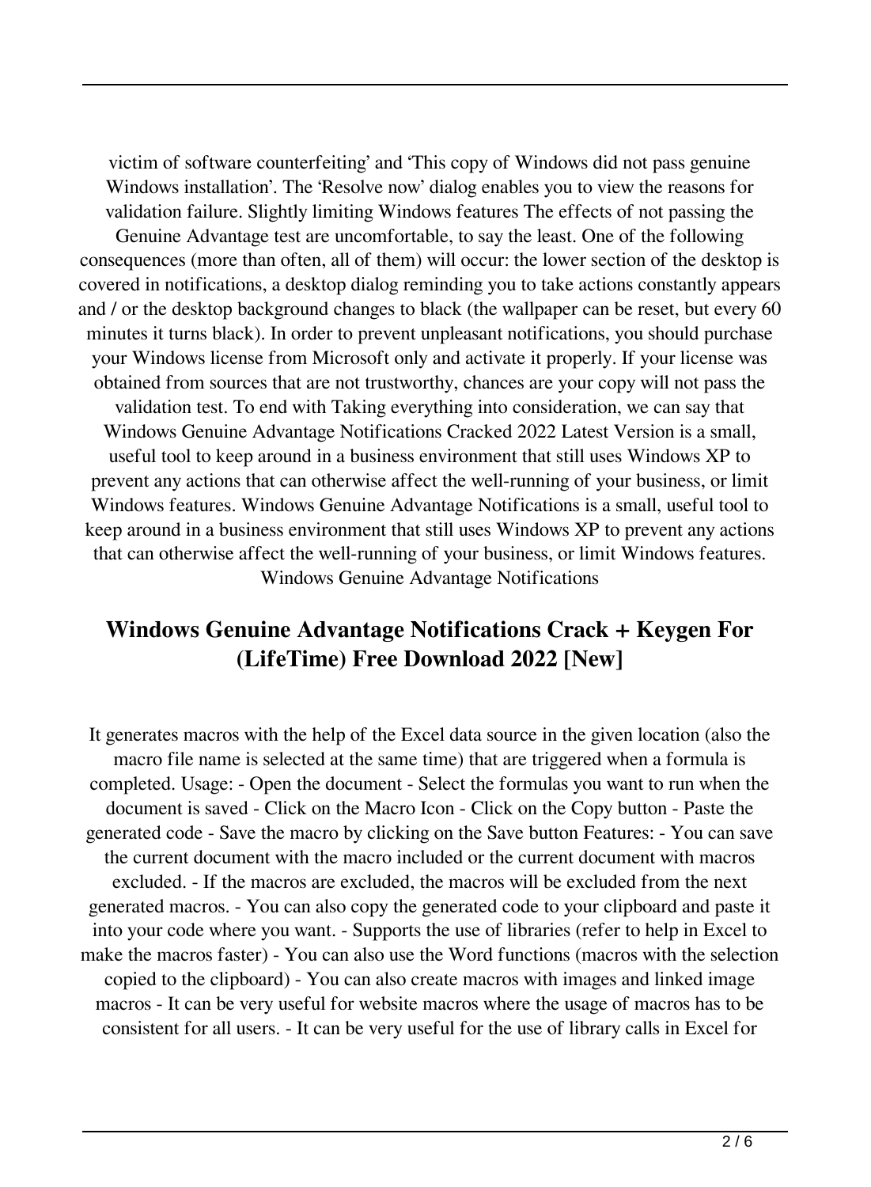victim of software counterfeiting' and 'This copy of Windows did not pass genuine Windows installation'. The 'Resolve now' dialog enables you to view the reasons for validation failure. Slightly limiting Windows features The effects of not passing the Genuine Advantage test are uncomfortable, to say the least. One of the following consequences (more than often, all of them) will occur: the lower section of the desktop is covered in notifications, a desktop dialog reminding you to take actions constantly appears and / or the desktop background changes to black (the wallpaper can be reset, but every 60 minutes it turns black). In order to prevent unpleasant notifications, you should purchase your Windows license from Microsoft only and activate it properly. If your license was obtained from sources that are not trustworthy, chances are your copy will not pass the validation test. To end with Taking everything into consideration, we can say that Windows Genuine Advantage Notifications Cracked 2022 Latest Version is a small, useful tool to keep around in a business environment that still uses Windows XP to prevent any actions that can otherwise affect the well-running of your business, or limit Windows features. Windows Genuine Advantage Notifications is a small, useful tool to keep around in a business environment that still uses Windows XP to prevent any actions that can otherwise affect the well-running of your business, or limit Windows features. Windows Genuine Advantage Notifications

## Windows Genuine Advantage Notifications Crack + Keygen For (LifeTime) Free Download 2022 [New]

It generates macros with the help of the Excel data source in the given location (also the macro file name is selected at the same time) that are triggered when a formula is completed. Usage: - Open the document - Select the formulas you want to run when the document is saved - Click on the Macro Icon - Click on the Copy button - Paste the generated code - Save the macro by clicking on the Save button Features: - You can save the current document with the macro included or the current document with macros excluded. - If the macros are excluded, the macros will be excluded from the next generated macros. - You can also copy the generated code to your clipboard and paste it into your code where you want. - Supports the use of libraries (refer to help in Excel to make the macros faster) - You can also use the Word functions (macros with the selection copied to the clipboard) - You can also create macros with images and linked image macros - It can be very useful for website macros where the usage of macros has to be consistent for all users. - It can be very useful for the use of library calls in Excel for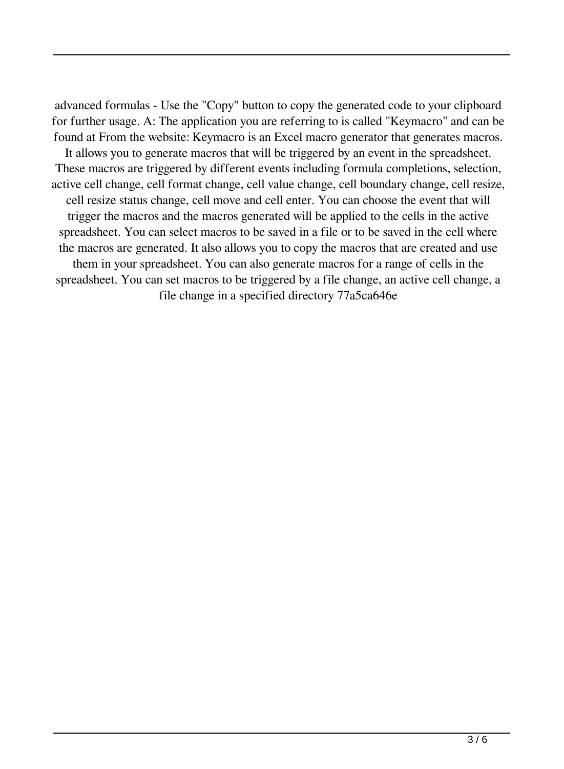advanced formulas - Use the "Copy" button to copy the generated code to your clipboard for further usage. A: The application you are referring to is called "Keymacro" and can be found at From the website: Keymacro is an Excel macro generator that generates macros. It allows you to generate macros that will be triggered by an event in the spreadsheet. These macros are triggered by different events including formula completions, selection, active cell change, cell format change, cell value change, cell boundary change, cell resize, cell resize status change, cell move and cell enter. You can choose the event that will trigger the macros and the macros generated will be applied to the cells in the active spreadsheet. You can select macros to be saved in a file or to be saved in the cell where the macros are generated. It also allows you to copy the macros that are created and use them in your spreadsheet. You can also generate macros for a range of cells in the spreadsheet. You can set macros to be triggered by a file change, an active cell change, a file change in a specified directory 77a5ca646e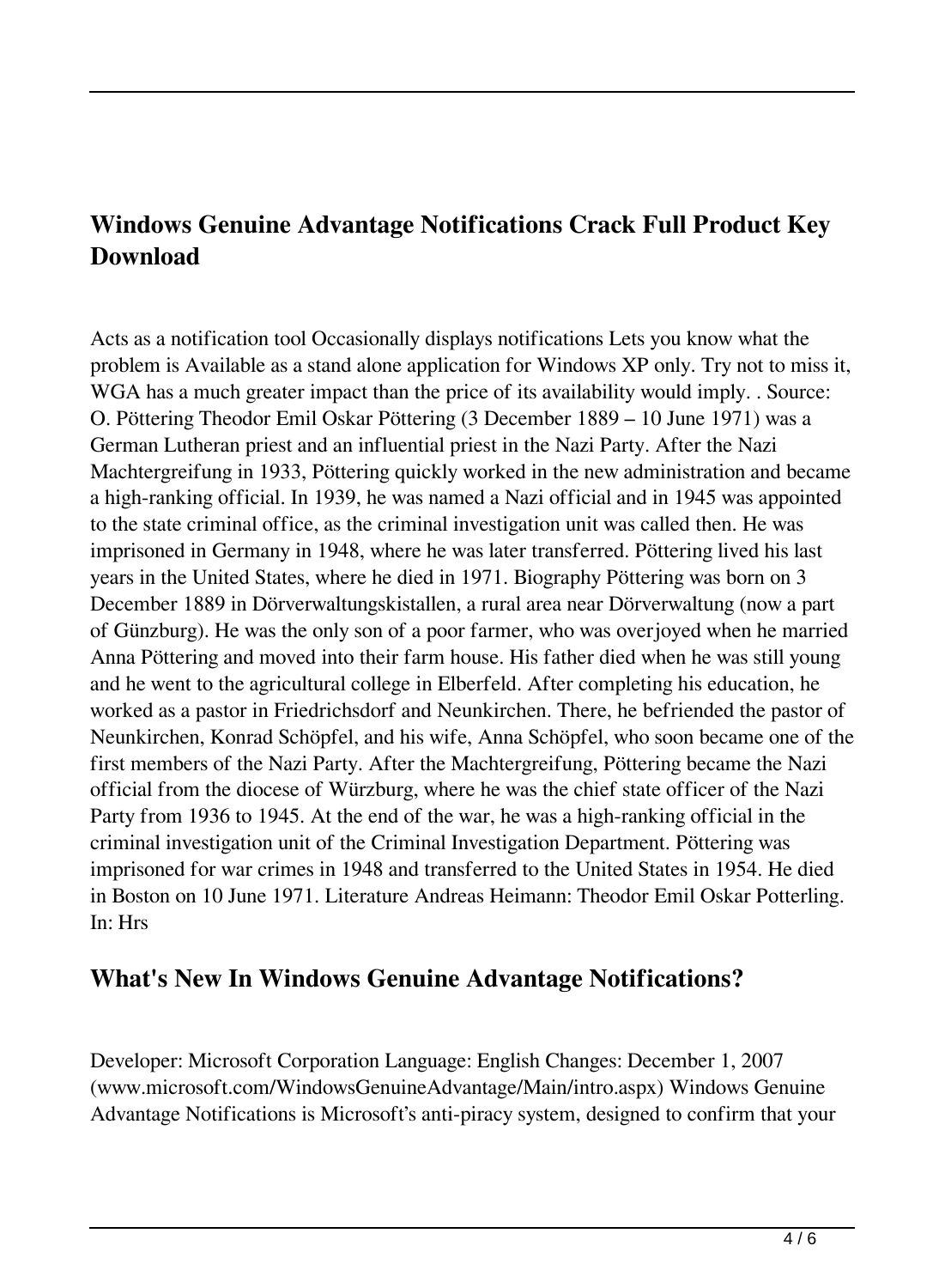## Windows Genuine Advantage Notifications Crack Full Product Key Download

Acts as a notification tool Occasionally displays notifications Lets you know what the problem is Available as a stand alone application for Windows XP only. Try not to miss it, WGA has a much greater impact than the price of its availability would imply. . Source: O. Pöttering Theodor Emil Oskar Pöttering (3 December 1889 – 10 June 1971) was a German Lutheran priest and an influential priest in the Nazi Party. After the Nazi Machtergreifung in 1933, Pöttering quickly worked in the new administration and became a high-ranking official. In 1939, he was named a Nazi official and in 1945 was appointed to the state criminal office, as the criminal investigation unit was called then. He was imprisoned in Germany in 1948, where he was later transferred. Pöttering lived his last years in the United States, where he died in 1971. Biography Pöttering was born on 3 December 1889 in Dörverwaltungskistallen, a rural area near Dörverwaltung (now a part of Günzburg). He was the only son of a poor farmer, who was overjoyed when he married Anna Pöttering and moved into their farm house. His father died when he was still young and he went to the agricultural college in Elberfeld. After completing his education, he worked as a pastor in Friedrichsdorf and Neunkirchen. There, he befriended the pastor of Neunkirchen, Konrad Schöpfel, and his wife, Anna Schöpfel, who soon became one of the first members of the Nazi Party. After the Machtergreifung, Pöttering became the Nazi official from the diocese of Würzburg, where he was the chief state officer of the Nazi Party from 1936 to 1945. At the end of the war, he was a high-ranking official in the criminal investigation unit of the Criminal Investigation Department. Pöttering was imprisoned for war crimes in 1948 and transferred to the United States in 1954. He died in Boston on 10 June 1971. Literature Andreas Heimann: Theodor Emil Oskar Potterling. In: Hrs

## What's New In Windows Genuine Advantage Notifications?

Developer: Microsoft Corporation Language: English Changes: December 1, 2007 (www.microsoft.com/WindowsGenuineAdvantage/Main/intro.aspx) Windows Genuine Advantage Notifications is Microsoft's anti-piracy system, designed to confirm that your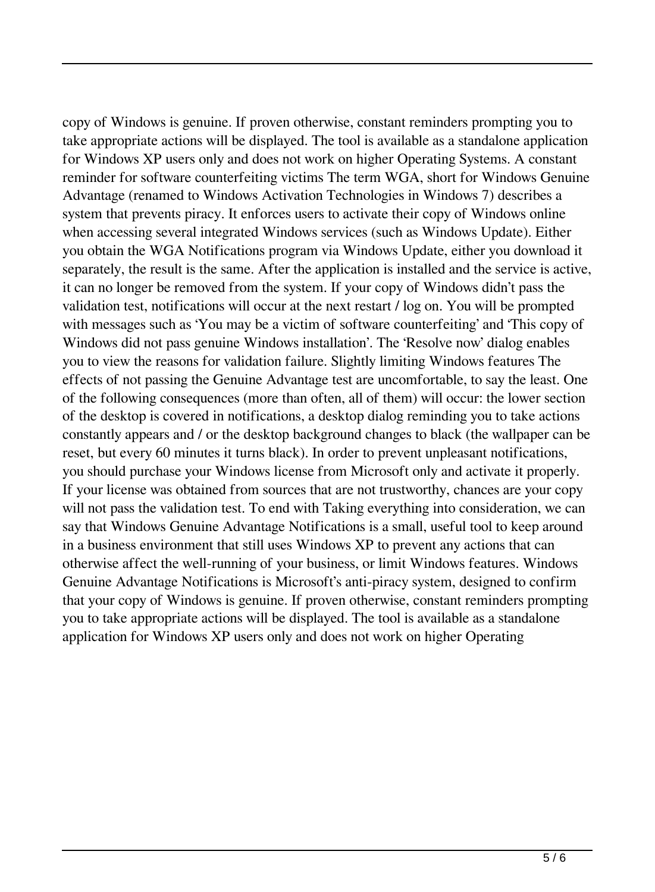copy of Windows is genuine. If proven otherwise, constant reminders prompting you to take appropriate actions will be displayed. The tool is available as a standalone application for Windows XP users only and does not work on higher Operating Systems. A constant reminder for software counterfeiting victims The term WGA, short for Windows Genuine Advantage (renamed to Windows Activation Technologies in Windows 7) describes a system that prevents piracy. It enforces users to activate their copy of Windows online when accessing several integrated Windows services (such as Windows Update). Either you obtain the WGA Notifications program via Windows Update, either you download it separately, the result is the same. After the application is installed and the service is active, it can no longer be removed from the system. If your copy of Windows didn't pass the validation test, notifications will occur at the next restart / log on. You will be prompted with messages such as 'You may be a victim of software counterfeiting' and 'This copy of Windows did not pass genuine Windows installation'. The 'Resolve now' dialog enables you to view the reasons for validation failure. Slightly limiting Windows features The effects of not passing the Genuine Advantage test are uncomfortable, to say the least. One of the following consequences (more than often, all of them) will occur: the lower section of the desktop is covered in notifications, a desktop dialog reminding you to take actions constantly appears and / or the desktop background changes to black (the wallpaper can be reset, but every 60 minutes it turns black). In order to prevent unpleasant notifications, you should purchase your Windows license from Microsoft only and activate it properly. If your license was obtained from sources that are not trustworthy, chances are your copy will not pass the validation test. To end with Taking everything into consideration, we can say that Windows Genuine Advantage Notifications is a small, useful tool to keep around in a business environment that still uses Windows XP to prevent any actions that can otherwise affect the well-running of your business, or limit Windows features. Windows Genuine Advantage Notifications is Microsoft's anti-piracy system, designed to confirm that your copy of Windows is genuine. If proven otherwise, constant reminders prompting you to take appropriate actions will be displayed. The tool is available as a standalone application for Windows XP users only and does not work on higher Operating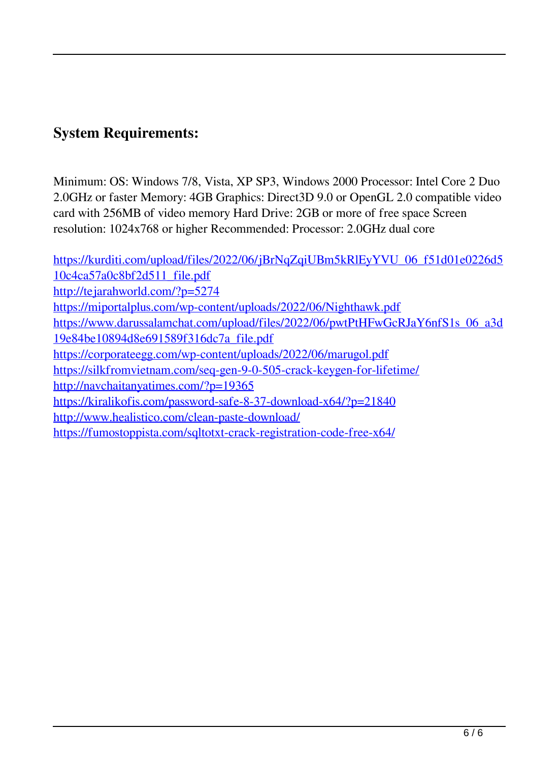## System Requirements:

Minimum: OS: Windows 7/8, Vista, XP SP3, Windows 2000 Processor: Intel Core 2 Duo 2.0GHz or faster Memory: 4GB Graphics: Direct3D 9.0 or OpenGL 2.0 compatible video card with 256MB of video memory Hard Drive: 2GB or more of free space Screen resolution: 1024x768 or higher Recommended: Processor: 2.0GHz dual core

https://kurditi.com/upload/files/2022/06/jBrNqZqiUBm5kRlEyYVU_06_f51d01e0226d510c4ca57a0c8bf2d511_file.pdf
http://tejarahworld.com/?p=5274
https://miportalplus.com/wp-content/uploads/2022/06/Nighthawk.pdf
https://www.darussalamchat.com/upload/files/2022/06/pwtPtHFwGcRJaY6nfS1s_06_a3d19e84be10894d8e691589f316dc7a_file.pdf
https://corporateegg.com/wp-content/uploads/2022/06/marugol.pdf
https://silkfromvietnam.com/seq-gen-9-0-505-crack-keygen-for-lifetime/
http://navchaitanyatimes.com/?p=19365
https://kiralikofis.com/password-safe-8-37-download-x64/?p=21840
http://www.healistico.com/clean-paste-download/
https://fumostoppista.com/sqltotxt-crack-registration-code-free-x64/